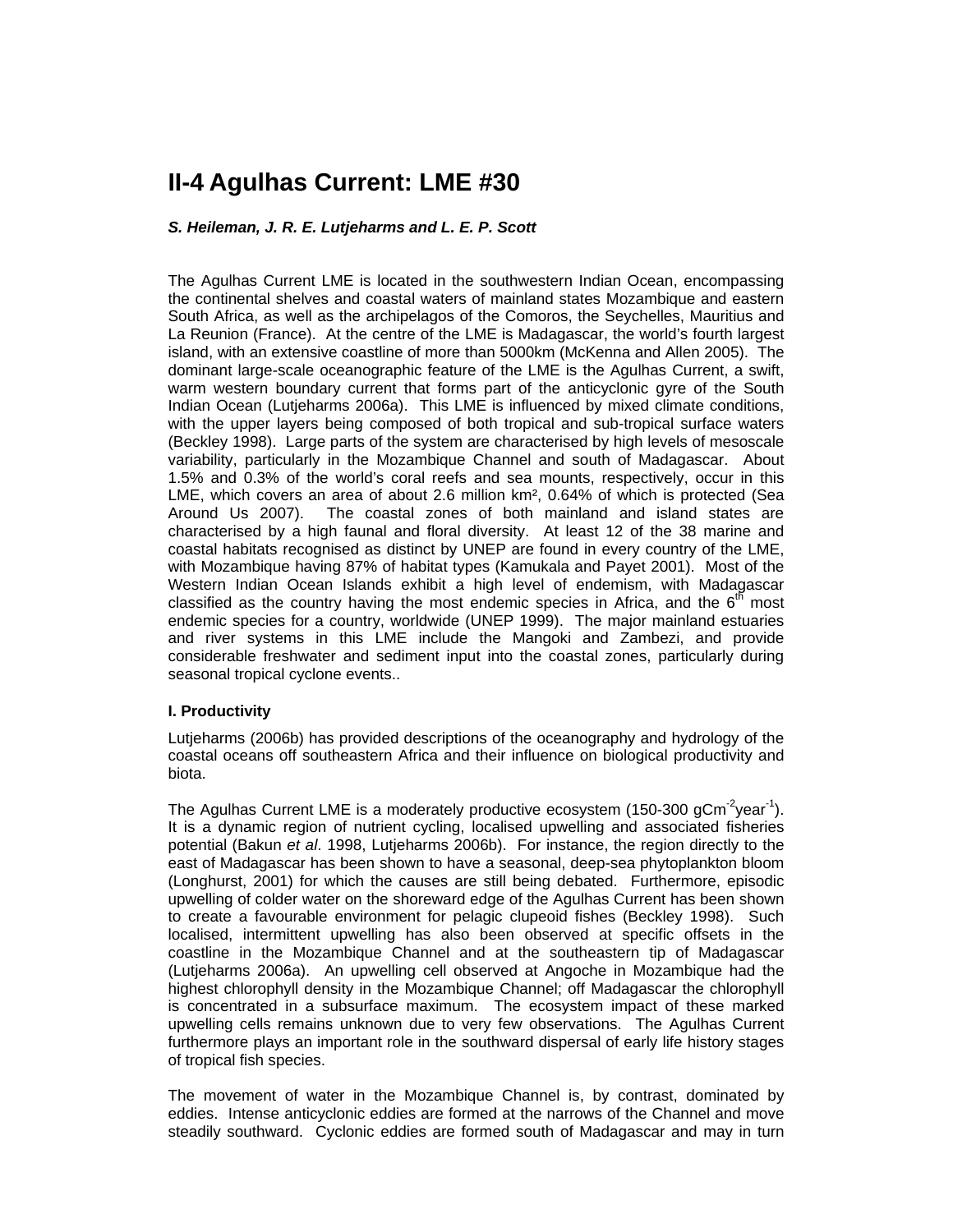# II-4 Agulhas Current: LME #30

***S. Heileman, J. R. E. Lutjeharms and L. E. P. Scott***

The Agulhas Current LME is located in the southwestern Indian Ocean, encompassing the continental shelves and coastal waters of mainland states Mozambique and eastern South Africa, as well as the archipelagos of the Comoros, the Seychelles, Mauritius and La Reunion (France). At the centre of the LME is Madagascar, the world's fourth largest island, with an extensive coastline of more than 5000km (McKenna and Allen 2005). The dominant large-scale oceanographic feature of the LME is the Agulhas Current, a swift, warm western boundary current that forms part of the anticyclonic gyre of the South Indian Ocean (Lutjeharms 2006a). This LME is influenced by mixed climate conditions, with the upper layers being composed of both tropical and sub-tropical surface waters (Beckley 1998). Large parts of the system are characterised by high levels of mesoscale variability, particularly in the Mozambique Channel and south of Madagascar. About 1.5% and 0.3% of the world's coral reefs and sea mounts, respectively, occur in this LME, which covers an area of about 2.6 million km², 0.64% of which is protected (Sea Around Us 2007). The coastal zones of both mainland and island states are characterised by a high faunal and floral diversity. At least 12 of the 38 marine and coastal habitats recognised as distinct by UNEP are found in every country of the LME, with Mozambique having 87% of habitat types (Kamukala and Payet 2001). Most of the Western Indian Ocean Islands exhibit a high level of endemism, with Madagascar classified as the country having the most endemic species in Africa, and the 6th most endemic species for a country, worldwide (UNEP 1999). The major mainland estuaries and river systems in this LME include the Mangoki and Zambezi, and provide considerable freshwater and sediment input into the coastal zones, particularly during seasonal tropical cyclone events..

**I. Productivity**

Lutjeharms (2006b) has provided descriptions of the oceanography and hydrology of the coastal oceans off southeastern Africa and their influence on biological productivity and biota.

The Agulhas Current LME is a moderately productive ecosystem (150-300 $gCm^{-2}year^{-1}$). It is a dynamic region of nutrient cycling, localised upwelling and associated fisheries potential (Bakun *et al*. 1998, Lutjeharms 2006b). For instance, the region directly to the east of Madagascar has been shown to have a seasonal, deep-sea phytoplankton bloom (Longhurst, 2001) for which the causes are still being debated. Furthermore, episodic upwelling of colder water on the shoreward edge of the Agulhas Current has been shown to create a favourable environment for pelagic clupeoid fishes (Beckley 1998). Such localised, intermittent upwelling has also been observed at specific offsets in the coastline in the Mozambique Channel and at the southeastern tip of Madagascar (Lutjeharms 2006a). An upwelling cell observed at Angoche in Mozambique had the highest chlorophyll density in the Mozambique Channel; off Madagascar the chlorophyll is concentrated in a subsurface maximum. The ecosystem impact of these marked upwelling cells remains unknown due to very few observations. The Agulhas Current furthermore plays an important role in the southward dispersal of early life history stages of tropical fish species.

The movement of water in the Mozambique Channel is, by contrast, dominated by eddies. Intense anticyclonic eddies are formed at the narrows of the Channel and move steadily southward. Cyclonic eddies are formed south of Madagascar and may in turn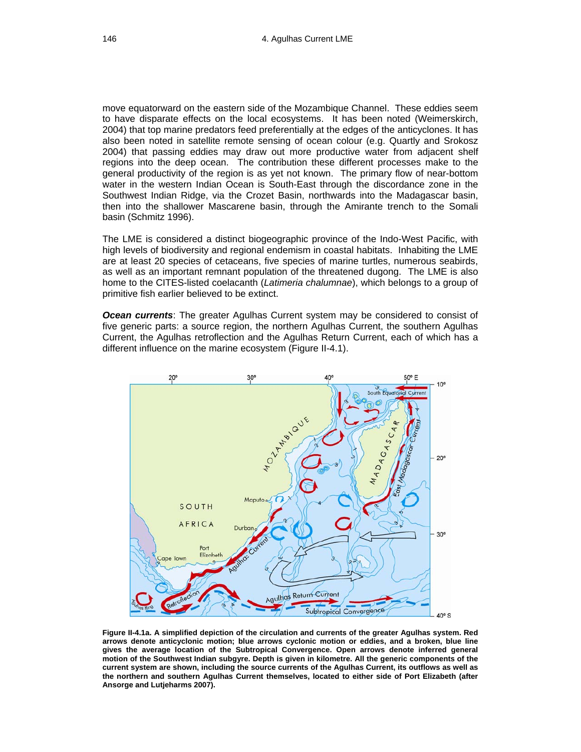move equatorward on the eastern side of the Mozambique Channel. These eddies seem to have disparate effects on the local ecosystems. It has been noted (Weimerskirch, 2004) that top marine predators feed preferentially at the edges of the anticyclones. It has also been noted in satellite remote sensing of ocean colour (e.g. Quartly and Srokosz 2004) that passing eddies may draw out more productive water from adjacent shelf regions into the deep ocean. The contribution these different processes make to the general productivity of the region is as yet not known. The primary flow of near-bottom water in the western Indian Ocean is South-East through the discordance zone in the Southwest Indian Ridge, via the Crozet Basin, northwards into the Madagascar basin, then into the shallower Mascarene basin, through the Amirante trench to the Somali basin (Schmitz 1996).

The LME is considered a distinct biogeographic province of the Indo-West Pacific, with high levels of biodiversity and regional endemism in coastal habitats. Inhabiting the LME are at least 20 species of cetaceans, five species of marine turtles, numerous seabirds, as well as an important remnant population of the threatened dugong. The LME is also home to the CITES-listed coelacanth (*Latimeria chalumnae*), which belongs to a group of primitive fish earlier believed to be extinct.

***Ocean currents***: The greater Agulhas Current system may be considered to consist of five generic parts: a source region, the northern Agulhas Current, the southern Agulhas Current, the Agulhas retroflection and the Agulhas Return Current, each of which has a different influence on the marine ecosystem (Figure II-4.1).

**Figure II-4.1a. A simplified depiction of the circulation and currents of the greater Agulhas system. Red arrows denote anticyclonic motion; blue arrows cyclonic motion or eddies, and a broken, blue line gives the average location of the Subtropical Convergence. Open arrows denote inferred general motion of the Southwest Indian subgyre. Depth is given in kilometre. All the generic components of the current system are shown, including the source currents of the Agulhas Current, its outflows as well as the northern and southern Agulhas Current themselves, located to either side of Port Elizabeth (after Ansorge and Lutjeharms 2007).**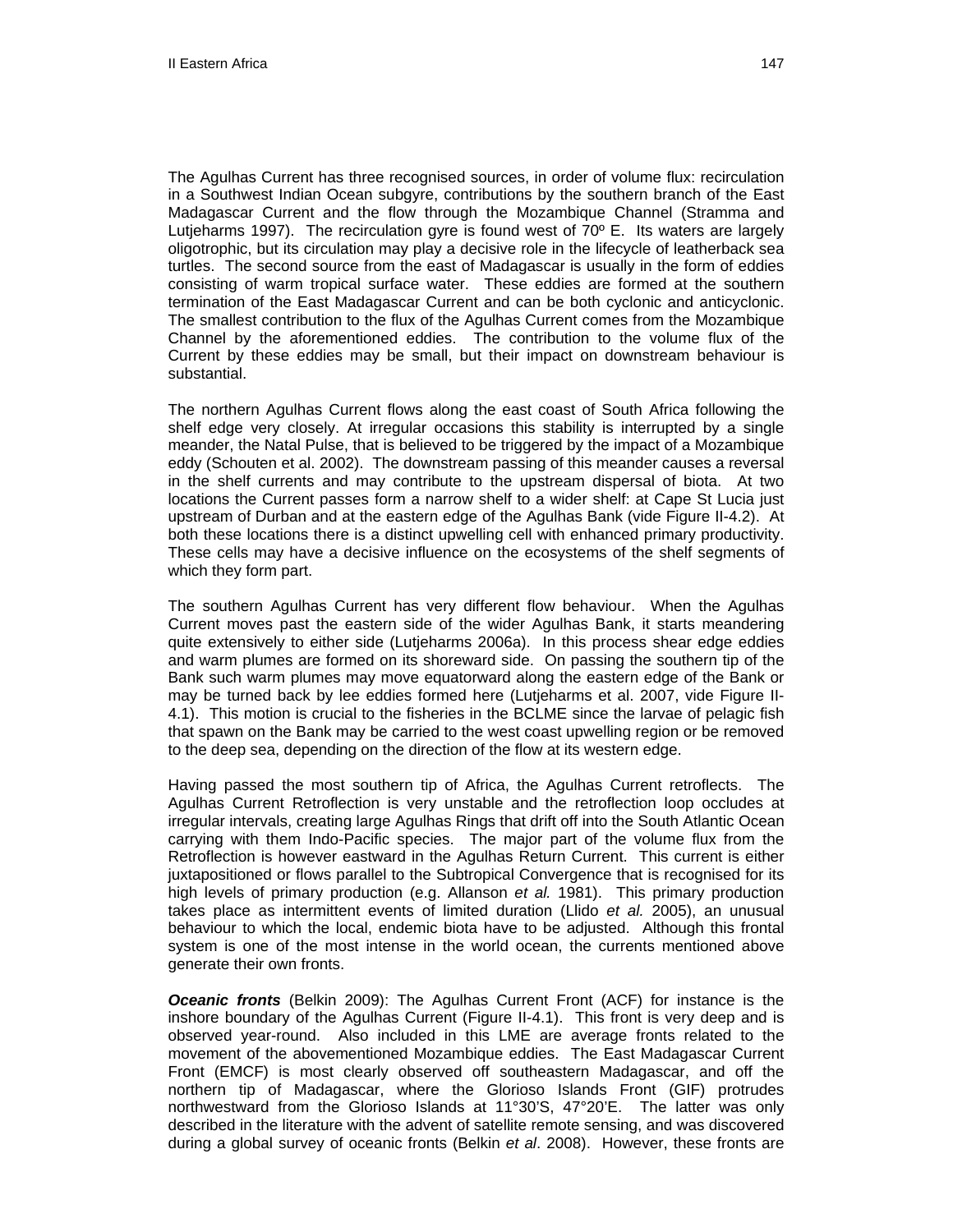The Agulhas Current has three recognised sources, in order of volume flux: recirculation in a Southwest Indian Ocean subgyre, contributions by the southern branch of the East Madagascar Current and the flow through the Mozambique Channel (Stramma and Lutjeharms 1997). The recirculation gyre is found west of 70º E. Its waters are largely oligotrophic, but its circulation may play a decisive role in the lifecycle of leatherback sea turtles. The second source from the east of Madagascar is usually in the form of eddies consisting of warm tropical surface water. These eddies are formed at the southern termination of the East Madagascar Current and can be both cyclonic and anticyclonic. The smallest contribution to the flux of the Agulhas Current comes from the Mozambique Channel by the aforementioned eddies. The contribution to the volume flux of the Current by these eddies may be small, but their impact on downstream behaviour is substantial.

The northern Agulhas Current flows along the east coast of South Africa following the shelf edge very closely. At irregular occasions this stability is interrupted by a single meander, the Natal Pulse, that is believed to be triggered by the impact of a Mozambique eddy (Schouten et al. 2002). The downstream passing of this meander causes a reversal in the shelf currents and may contribute to the upstream dispersal of biota. At two locations the Current passes form a narrow shelf to a wider shelf: at Cape St Lucia just upstream of Durban and at the eastern edge of the Agulhas Bank (vide Figure II-4.2). At both these locations there is a distinct upwelling cell with enhanced primary productivity. These cells may have a decisive influence on the ecosystems of the shelf segments of which they form part.

The southern Agulhas Current has very different flow behaviour. When the Agulhas Current moves past the eastern side of the wider Agulhas Bank, it starts meandering quite extensively to either side (Lutjeharms 2006a). In this process shear edge eddies and warm plumes are formed on its shoreward side. On passing the southern tip of the Bank such warm plumes may move equatorward along the eastern edge of the Bank or may be turned back by lee eddies formed here (Lutjeharms et al. 2007, vide Figure II-4.1). This motion is crucial to the fisheries in the BCLME since the larvae of pelagic fish that spawn on the Bank may be carried to the west coast upwelling region or be removed to the deep sea, depending on the direction of the flow at its western edge.

Having passed the most southern tip of Africa, the Agulhas Current retroflects. The Agulhas Current Retroflection is very unstable and the retroflection loop occludes at irregular intervals, creating large Agulhas Rings that drift off into the South Atlantic Ocean carrying with them Indo-Pacific species. The major part of the volume flux from the Retroflection is however eastward in the Agulhas Return Current. This current is either juxtapositioned or flows parallel to the Subtropical Convergence that is recognised for its high levels of primary production (e.g. Allanson *et al.* 1981). This primary production takes place as intermittent events of limited duration (Llido *et al.* 2005), an unusual behaviour to which the local, endemic biota have to be adjusted. Although this frontal system is one of the most intense in the world ocean, the currents mentioned above generate their own fronts.

***Oceanic fronts*** (Belkin 2009): The Agulhas Current Front (ACF) for instance is the inshore boundary of the Agulhas Current (Figure II-4.1). This front is very deep and is observed year-round. Also included in this LME are average fronts related to the movement of the abovementioned Mozambique eddies. The East Madagascar Current Front (EMCF) is most clearly observed off southeastern Madagascar, and off the northern tip of Madagascar, where the Glorioso Islands Front (GIF) protrudes northwestward from the Glorioso Islands at 11°30'S, 47°20'E. The latter was only described in the literature with the advent of satellite remote sensing, and was discovered during a global survey of oceanic fronts (Belkin *et al*. 2008). However, these fronts are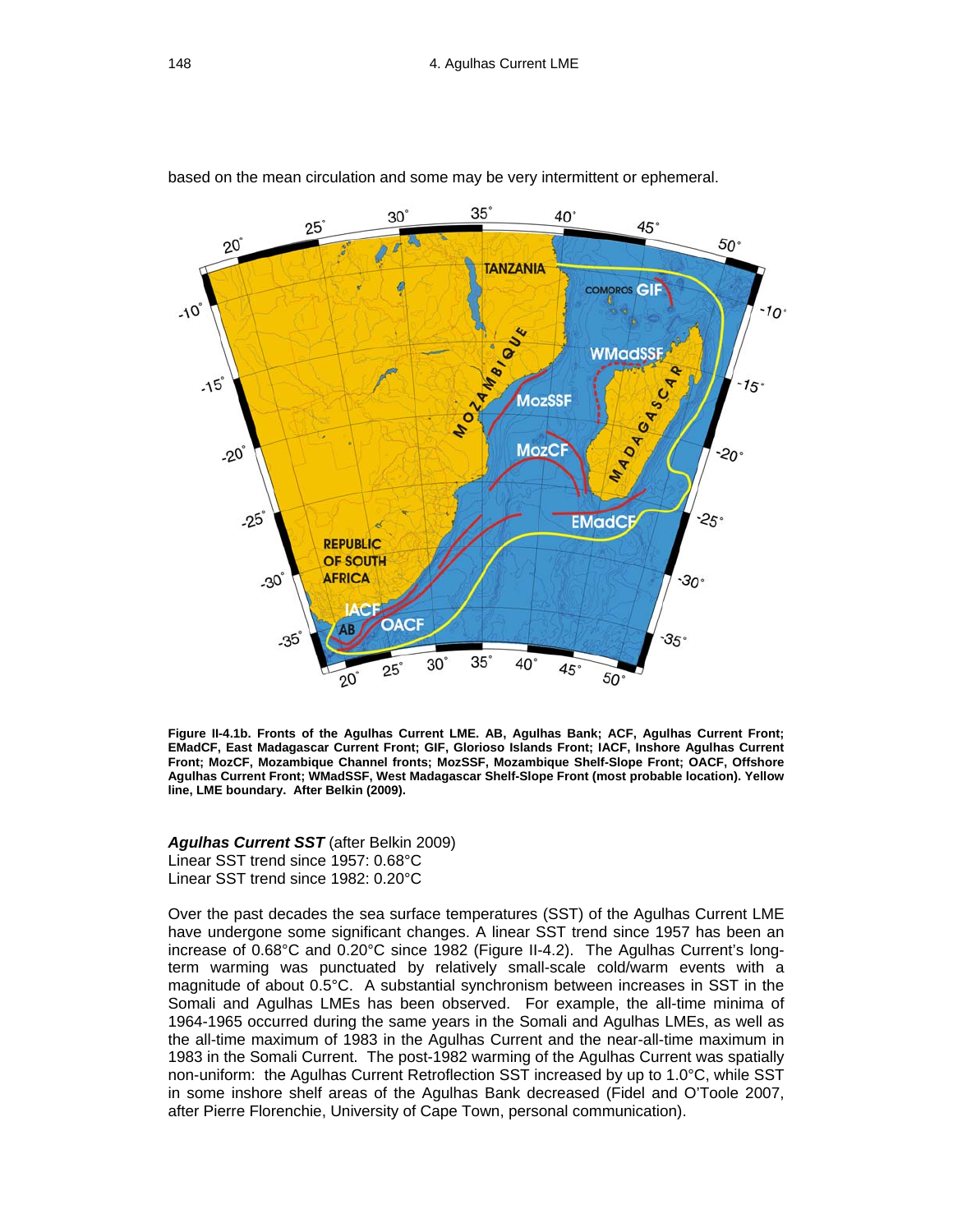based on the mean circulation and some may be very intermittent or ephemeral.

**Figure II-4.1b. Fronts of the Agulhas Current LME. AB, Agulhas Bank; ACF, Agulhas Current Front; EMadCF, East Madagascar Current Front; GIF, Glorioso Islands Front; IACF, Inshore Agulhas Current Front; MozCF, Mozambique Channel fronts; MozSSF, Mozambique Shelf-Slope Front; OACF, Offshore Agulhas Current Front; WMadSSF, West Madagascar Shelf-Slope Front (most probable location). Yellow line, LME boundary. After Belkin (2009).**

***Agulhas Current SST*** (after Belkin 2009)
Linear SST trend since 1957: 0.68°C
Linear SST trend since 1982: 0.20°C

Over the past decades the sea surface temperatures (SST) of the Agulhas Current LME have undergone some significant changes. A linear SST trend since 1957 has been an increase of 0.68°C and 0.20°C since 1982 (Figure II-4.2). The Agulhas Current's long-term warming was punctuated by relatively small-scale cold/warm events with a magnitude of about 0.5°C. A substantial synchronism between increases in SST in the Somali and Agulhas LMEs has been observed. For example, the all-time minima of 1964-1965 occurred during the same years in the Somali and Agulhas LMEs, as well as the all-time maximum of 1983 in the Agulhas Current and the near-all-time maximum in 1983 in the Somali Current. The post-1982 warming of the Agulhas Current was spatially non-uniform: the Agulhas Current Retroflection SST increased by up to 1.0°C, while SST in some inshore shelf areas of the Agulhas Bank decreased (Fidel and O'Toole 2007, after Pierre Florenchie, University of Cape Town, personal communication).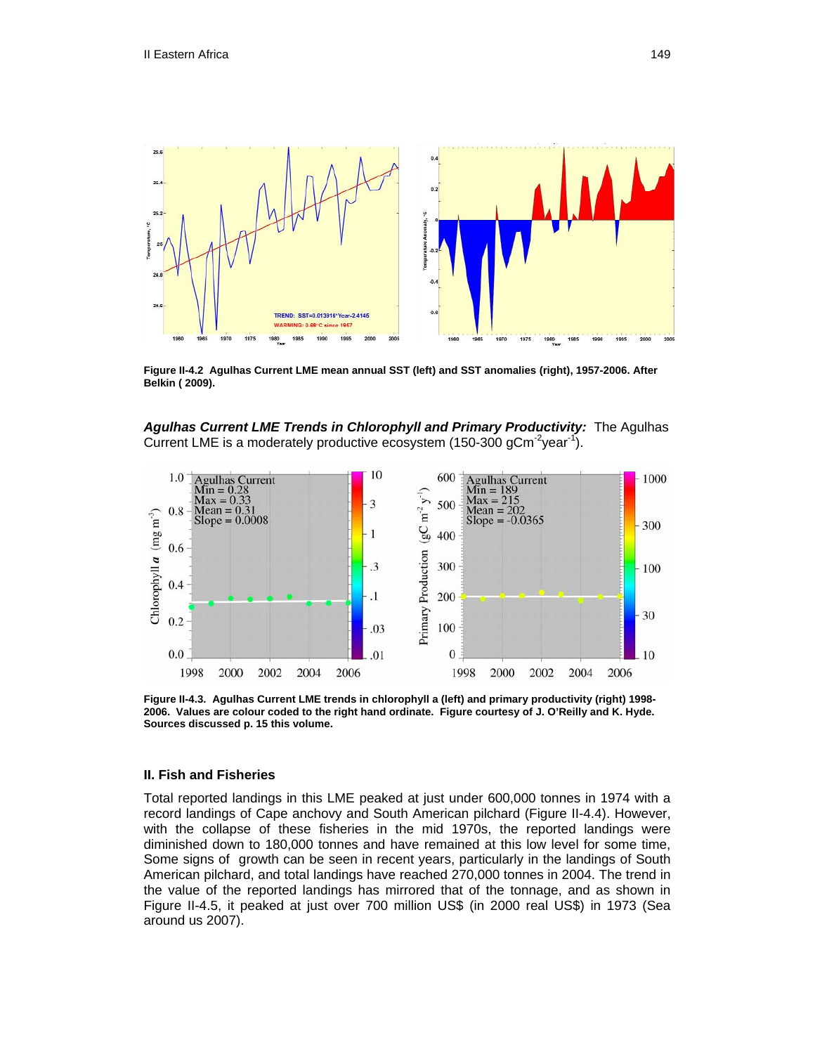Figure II-4.2 Agulhas Current LME mean annual SST (left) and SST anomalies (right), 1957-2006. After Belkin ( 2009).

***Agulhas Current LME Trends in Chlorophyll and Primary Productivity:*** The Agulhas Current LME is a moderately productive ecosystem (150-300 $gCm^{-2}year^{-1}$).

Figure II-4.3. Agulhas Current LME trends in chlorophyll a (left) and primary productivity (right) 1998-2006. Values are colour coded to the right hand ordinate. Figure courtesy of J. O'Reilly and K. Hyde. Sources discussed p. 15 this volume.

## II. Fish and Fisheries

Total reported landings in this LME peaked at just under 600,000 tonnes in 1974 with a record landings of Cape anchovy and South American pilchard (Figure II-4.4). However, with the collapse of these fisheries in the mid 1970s, the reported landings were diminished down to 180,000 tonnes and have remained at this low level for some time, Some signs of growth can be seen in recent years, particularly in the landings of South American pilchard, and total landings have reached 270,000 tonnes in 2004. The trend in the value of the reported landings has mirrored that of the tonnage, and as shown in Figure II-4.5, it peaked at just over 700 million US$ (in 2000 real US$) in 1973 (Sea around us 2007).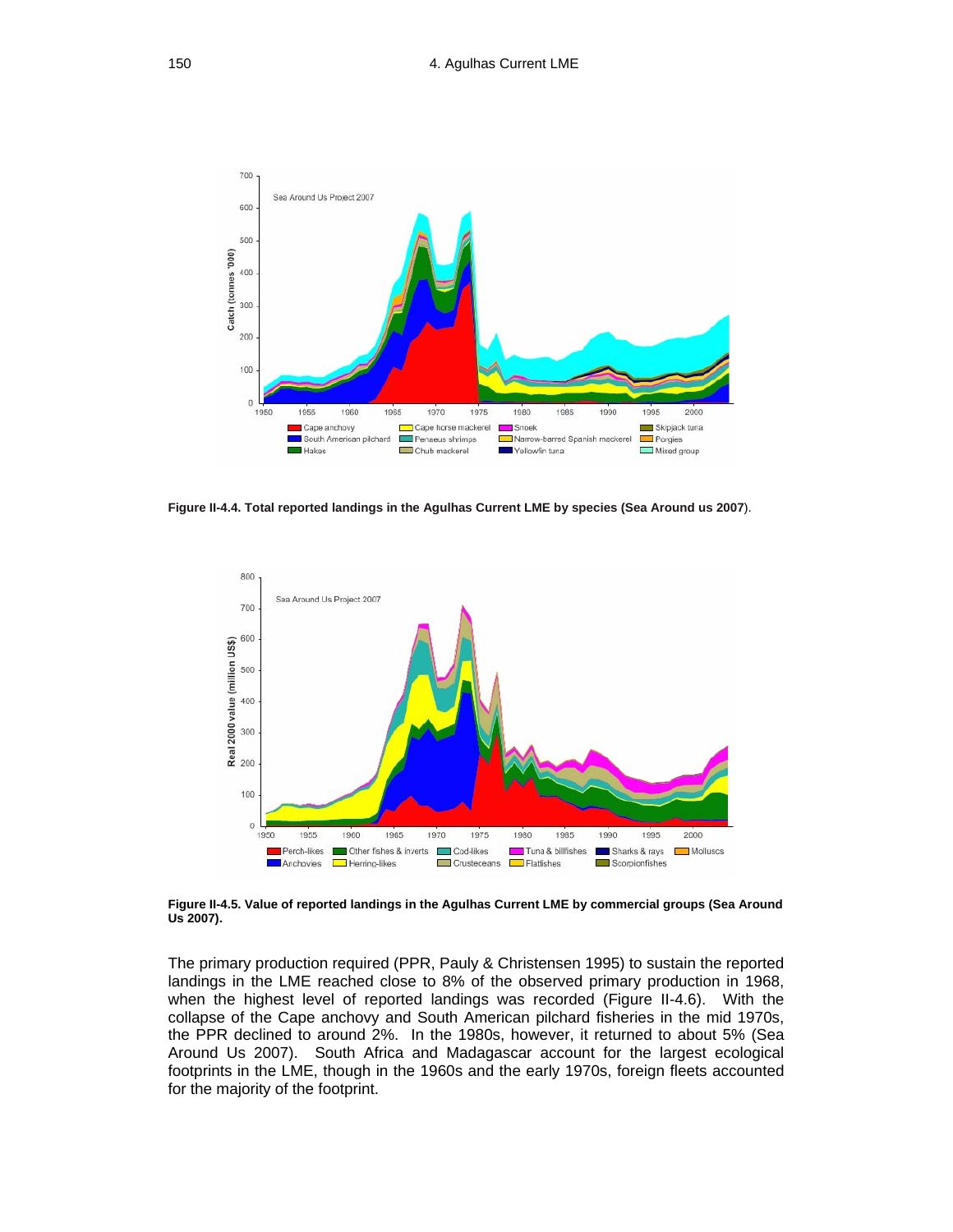Figure II-4.4. Total reported landings in the Agulhas Current LME by species (Sea Around us 2007).

Figure II-4.5. Value of reported landings in the Agulhas Current LME by commercial groups (Sea Around Us 2007).

The primary production required (PPR, Pauly & Christensen 1995) to sustain the reported landings in the LME reached close to 8% of the observed primary production in 1968, when the highest level of reported landings was recorded (Figure II-4.6). With the collapse of the Cape anchovy and South American pilchard fisheries in the mid 1970s, the PPR declined to around 2%. In the 1980s, however, it returned to about 5% (Sea Around Us 2007). South Africa and Madagascar account for the largest ecological footprints in the LME, though in the 1960s and the early 1970s, foreign fleets accounted for the majority of the footprint.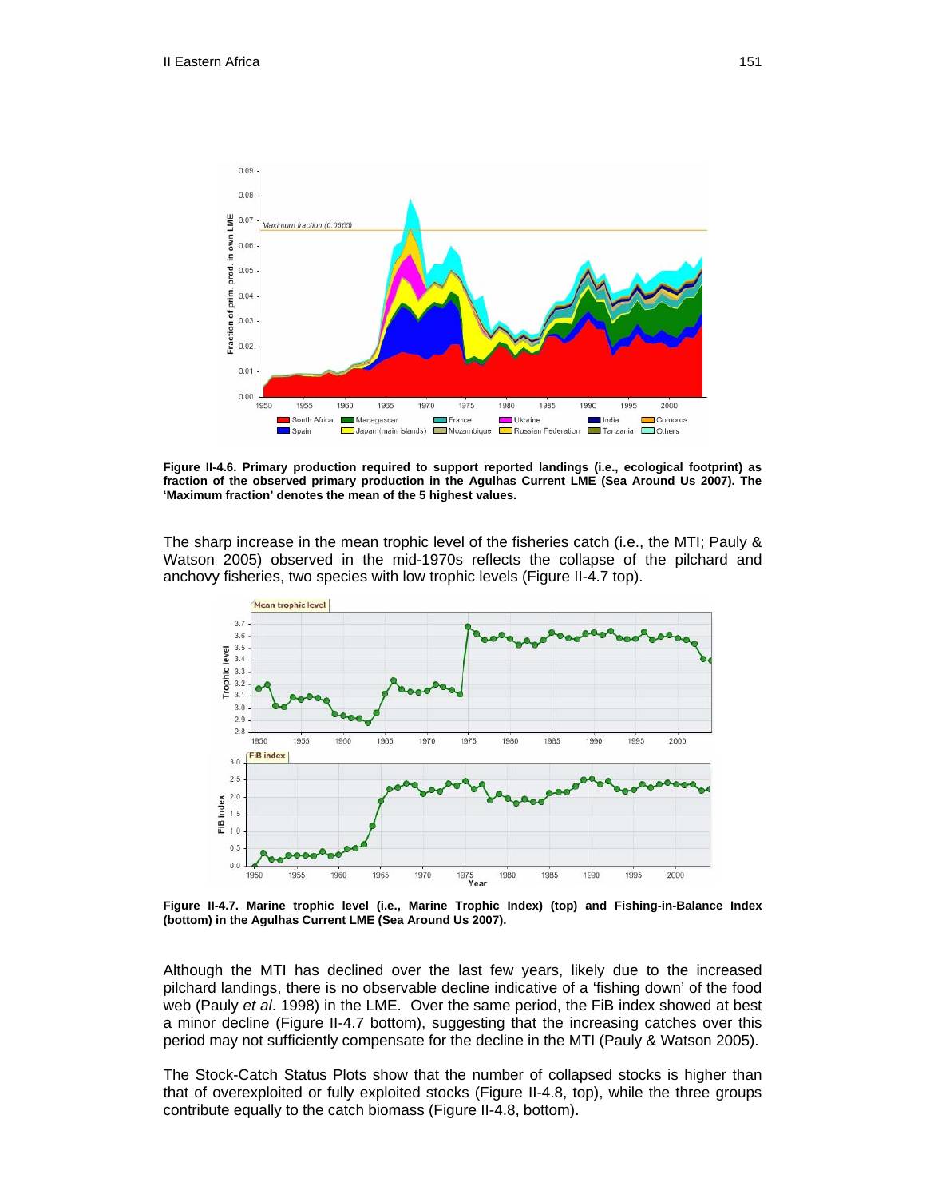Figure II-4.6. Primary production required to support reported landings (i.e., ecological footprint) as fraction of the observed primary production in the Agulhas Current LME (Sea Around Us 2007). The 'Maximum fraction' denotes the mean of the 5 highest values.

The sharp increase in the mean trophic level of the fisheries catch (i.e., the MTI; Pauly & Watson 2005) observed in the mid-1970s reflects the collapse of the pilchard and anchovy fisheries, two species with low trophic levels (Figure II-4.7 top).

Figure II-4.7. Marine trophic level (i.e., Marine Trophic Index) (top) and Fishing-in-Balance Index (bottom) in the Agulhas Current LME (Sea Around Us 2007).

Although the MTI has declined over the last few years, likely due to the increased pilchard landings, there is no observable decline indicative of a 'fishing down' of the food web (Pauly *et al*. 1998) in the LME. Over the same period, the FiB index showed at best a minor decline (Figure II-4.7 bottom), suggesting that the increasing catches over this period may not sufficiently compensate for the decline in the MTI (Pauly & Watson 2005).

The Stock-Catch Status Plots show that the number of collapsed stocks is higher than that of overexploited or fully exploited stocks (Figure II-4.8, top), while the three groups contribute equally to the catch biomass (Figure II-4.8, bottom).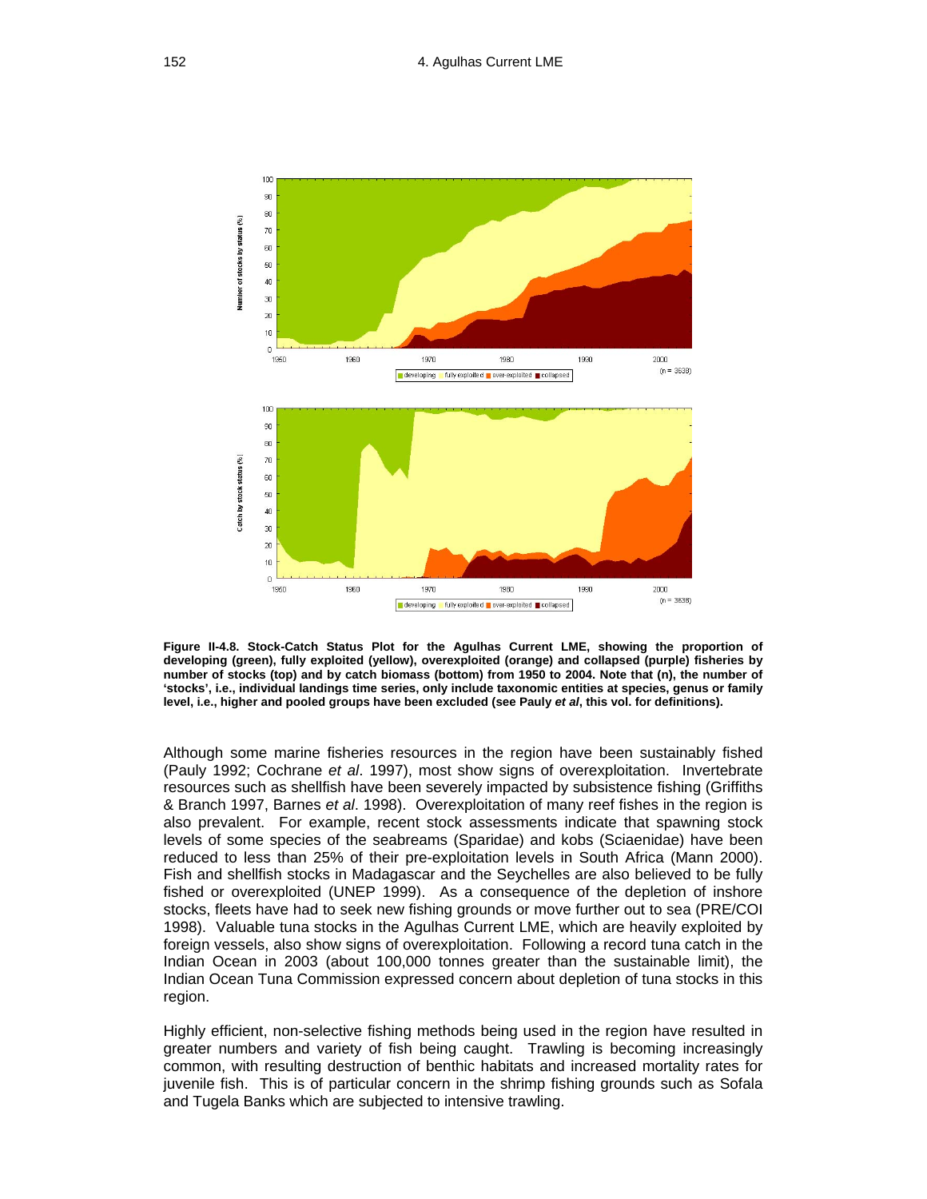**Figure II-4.8. Stock-Catch Status Plot for the Agulhas Current LME, showing the proportion of developing (green), fully exploited (yellow), overexploited (orange) and collapsed (purple) fisheries by number of stocks (top) and by catch biomass (bottom) from 1950 to 2004. Note that (n), the number of 'stocks', i.e., individual landings time series, only include taxonomic entities at species, genus or family level, i.e., higher and pooled groups have been excluded (see Pauly *et al*, this vol. for definitions).**

Although some marine fisheries resources in the region have been sustainably fished (Pauly 1992; Cochrane *et al*. 1997), most show signs of overexploitation. Invertebrate resources such as shellfish have been severely impacted by subsistence fishing (Griffiths & Branch 1997, Barnes *et al*. 1998). Overexploitation of many reef fishes in the region is also prevalent. For example, recent stock assessments indicate that spawning stock levels of some species of the seabreams (Sparidae) and kobs (Sciaenidae) have been reduced to less than 25% of their pre-exploitation levels in South Africa (Mann 2000). Fish and shellfish stocks in Madagascar and the Seychelles are also believed to be fully fished or overexploited (UNEP 1999). As a consequence of the depletion of inshore stocks, fleets have had to seek new fishing grounds or move further out to sea (PRE/COI 1998). Valuable tuna stocks in the Agulhas Current LME, which are heavily exploited by foreign vessels, also show signs of overexploitation. Following a record tuna catch in the Indian Ocean in 2003 (about 100,000 tonnes greater than the sustainable limit), the Indian Ocean Tuna Commission expressed concern about depletion of tuna stocks in this region.

Highly efficient, non-selective fishing methods being used in the region have resulted in greater numbers and variety of fish being caught. Trawling is becoming increasingly common, with resulting destruction of benthic habitats and increased mortality rates for juvenile fish. This is of particular concern in the shrimp fishing grounds such as Sofala and Tugela Banks which are subjected to intensive trawling.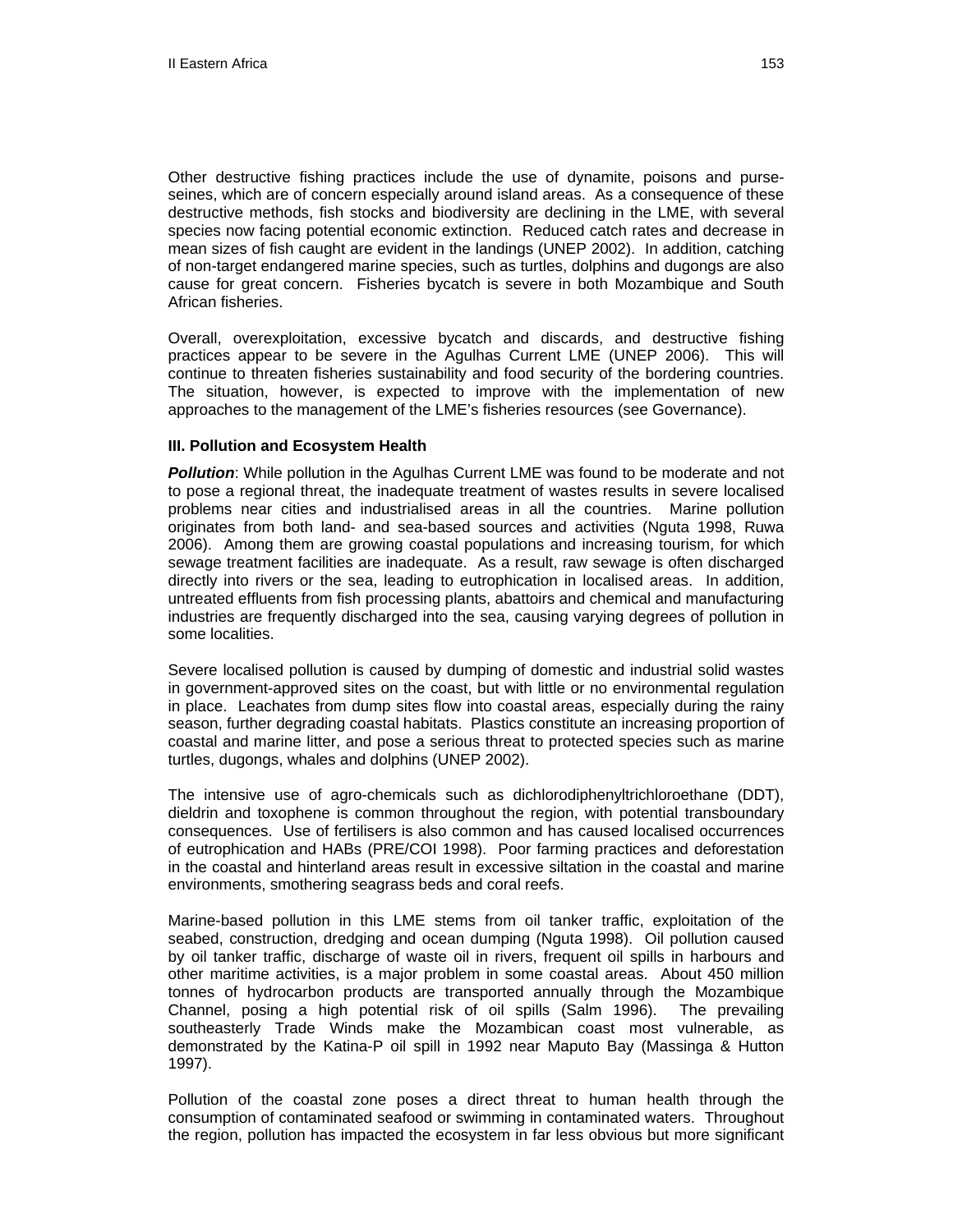Other destructive fishing practices include the use of dynamite, poisons and purse-seines, which are of concern especially around island areas. As a consequence of these destructive methods, fish stocks and biodiversity are declining in the LME, with several species now facing potential economic extinction. Reduced catch rates and decrease in mean sizes of fish caught are evident in the landings (UNEP 2002). In addition, catching of non-target endangered marine species, such as turtles, dolphins and dugongs are also cause for great concern. Fisheries bycatch is severe in both Mozambique and South African fisheries.

Overall, overexploitation, excessive bycatch and discards, and destructive fishing practices appear to be severe in the Agulhas Current LME (UNEP 2006). This will continue to threaten fisheries sustainability and food security of the bordering countries. The situation, however, is expected to improve with the implementation of new approaches to the management of the LME's fisheries resources (see Governance).

### III. Pollution and Ecosystem Health

***Pollution***: While pollution in the Agulhas Current LME was found to be moderate and not to pose a regional threat, the inadequate treatment of wastes results in severe localised problems near cities and industrialised areas in all the countries. Marine pollution originates from both land- and sea-based sources and activities (Nguta 1998, Ruwa 2006). Among them are growing coastal populations and increasing tourism, for which sewage treatment facilities are inadequate. As a result, raw sewage is often discharged directly into rivers or the sea, leading to eutrophication in localised areas. In addition, untreated effluents from fish processing plants, abattoirs and chemical and manufacturing industries are frequently discharged into the sea, causing varying degrees of pollution in some localities.

Severe localised pollution is caused by dumping of domestic and industrial solid wastes in government-approved sites on the coast, but with little or no environmental regulation in place. Leachates from dump sites flow into coastal areas, especially during the rainy season, further degrading coastal habitats. Plastics constitute an increasing proportion of coastal and marine litter, and pose a serious threat to protected species such as marine turtles, dugongs, whales and dolphins (UNEP 2002).

The intensive use of agro-chemicals such as dichlorodiphenyltrichloroethane (DDT), dieldrin and toxophene is common throughout the region, with potential transboundary consequences. Use of fertilisers is also common and has caused localised occurrences of eutrophication and HABs (PRE/COI 1998). Poor farming practices and deforestation in the coastal and hinterland areas result in excessive siltation in the coastal and marine environments, smothering seagrass beds and coral reefs.

Marine-based pollution in this LME stems from oil tanker traffic, exploitation of the seabed, construction, dredging and ocean dumping (Nguta 1998). Oil pollution caused by oil tanker traffic, discharge of waste oil in rivers, frequent oil spills in harbours and other maritime activities, is a major problem in some coastal areas. About 450 million tonnes of hydrocarbon products are transported annually through the Mozambique Channel, posing a high potential risk of oil spills (Salm 1996). The prevailing southeasterly Trade Winds make the Mozambican coast most vulnerable, as demonstrated by the Katina-P oil spill in 1992 near Maputo Bay (Massinga & Hutton 1997).

Pollution of the coastal zone poses a direct threat to human health through the consumption of contaminated seafood or swimming in contaminated waters. Throughout the region, pollution has impacted the ecosystem in far less obvious but more significant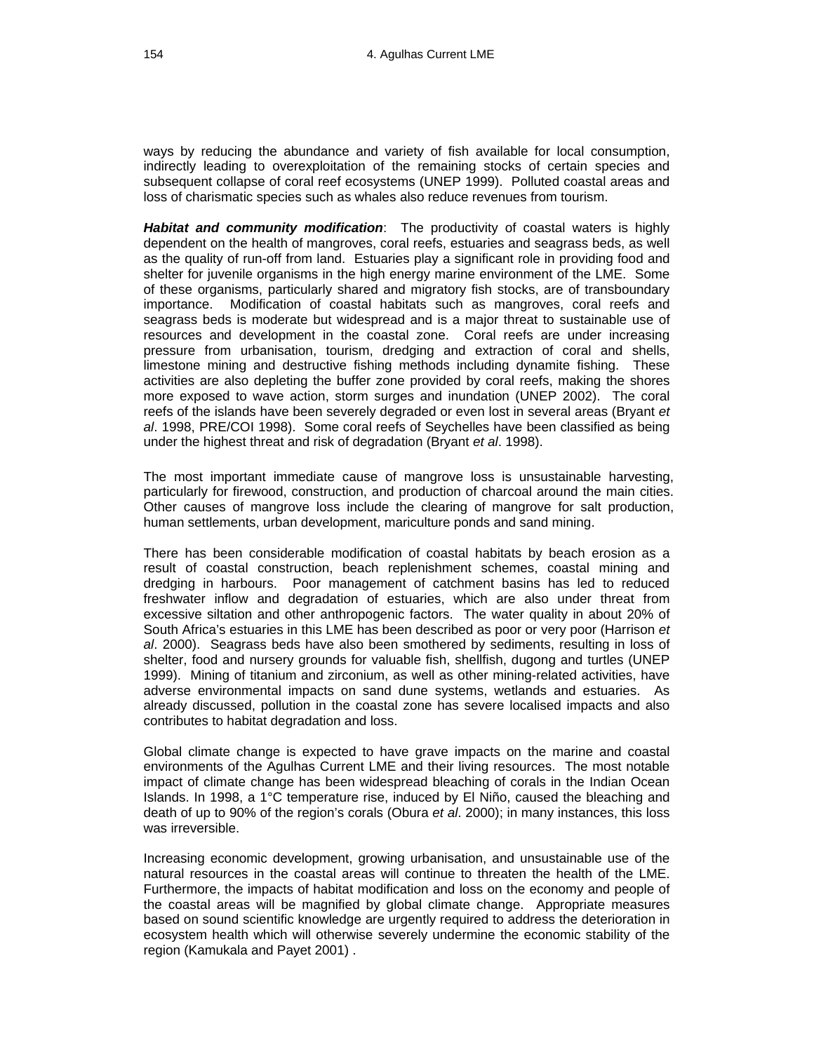ways by reducing the abundance and variety of fish available for local consumption, indirectly leading to overexploitation of the remaining stocks of certain species and subsequent collapse of coral reef ecosystems (UNEP 1999). Polluted coastal areas and loss of charismatic species such as whales also reduce revenues from tourism.

***Habitat and community modification***: The productivity of coastal waters is highly dependent on the health of mangroves, coral reefs, estuaries and seagrass beds, as well as the quality of run-off from land. Estuaries play a significant role in providing food and shelter for juvenile organisms in the high energy marine environment of the LME. Some of these organisms, particularly shared and migratory fish stocks, are of transboundary importance. Modification of coastal habitats such as mangroves, coral reefs and seagrass beds is moderate but widespread and is a major threat to sustainable use of resources and development in the coastal zone. Coral reefs are under increasing pressure from urbanisation, tourism, dredging and extraction of coral and shells, limestone mining and destructive fishing methods including dynamite fishing. These activities are also depleting the buffer zone provided by coral reefs, making the shores more exposed to wave action, storm surges and inundation (UNEP 2002). The coral reefs of the islands have been severely degraded or even lost in several areas (Bryant *et al*. 1998, PRE/COI 1998). Some coral reefs of Seychelles have been classified as being under the highest threat and risk of degradation (Bryant *et al*. 1998).

The most important immediate cause of mangrove loss is unsustainable harvesting, particularly for firewood, construction, and production of charcoal around the main cities. Other causes of mangrove loss include the clearing of mangrove for salt production, human settlements, urban development, mariculture ponds and sand mining.

There has been considerable modification of coastal habitats by beach erosion as a result of coastal construction, beach replenishment schemes, coastal mining and dredging in harbours. Poor management of catchment basins has led to reduced freshwater inflow and degradation of estuaries, which are also under threat from excessive siltation and other anthropogenic factors. The water quality in about 20% of South Africa's estuaries in this LME has been described as poor or very poor (Harrison *et al*. 2000). Seagrass beds have also been smothered by sediments, resulting in loss of shelter, food and nursery grounds for valuable fish, shellfish, dugong and turtles (UNEP 1999). Mining of titanium and zirconium, as well as other mining-related activities, have adverse environmental impacts on sand dune systems, wetlands and estuaries. As already discussed, pollution in the coastal zone has severe localised impacts and also contributes to habitat degradation and loss.

Global climate change is expected to have grave impacts on the marine and coastal environments of the Agulhas Current LME and their living resources. The most notable impact of climate change has been widespread bleaching of corals in the Indian Ocean Islands. In 1998, a 1°C temperature rise, induced by El Niño, caused the bleaching and death of up to 90% of the region's corals (Obura *et al*. 2000); in many instances, this loss was irreversible.

Increasing economic development, growing urbanisation, and unsustainable use of the natural resources in the coastal areas will continue to threaten the health of the LME. Furthermore, the impacts of habitat modification and loss on the economy and people of the coastal areas will be magnified by global climate change. Appropriate measures based on sound scientific knowledge are urgently required to address the deterioration in ecosystem health which will otherwise severely undermine the economic stability of the region (Kamukala and Payet 2001) .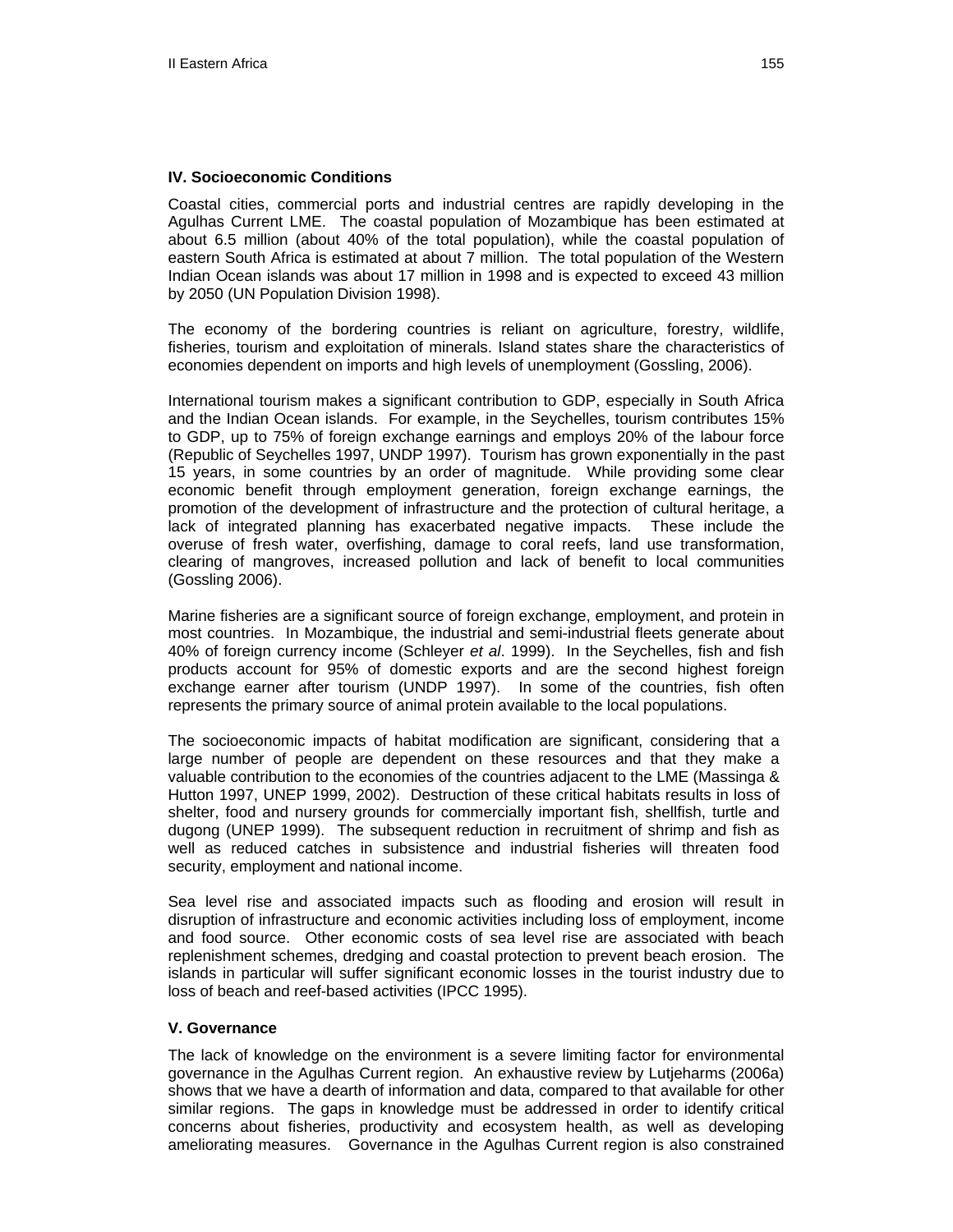## IV. Socioeconomic Conditions

Coastal cities, commercial ports and industrial centres are rapidly developing in the Agulhas Current LME. The coastal population of Mozambique has been estimated at about 6.5 million (about 40% of the total population), while the coastal population of eastern South Africa is estimated at about 7 million. The total population of the Western Indian Ocean islands was about 17 million in 1998 and is expected to exceed 43 million by 2050 (UN Population Division 1998).

The economy of the bordering countries is reliant on agriculture, forestry, wildlife, fisheries, tourism and exploitation of minerals. Island states share the characteristics of economies dependent on imports and high levels of unemployment (Gossling, 2006).

International tourism makes a significant contribution to GDP, especially in South Africa and the Indian Ocean islands. For example, in the Seychelles, tourism contributes 15% to GDP, up to 75% of foreign exchange earnings and employs 20% of the labour force (Republic of Seychelles 1997, UNDP 1997). Tourism has grown exponentially in the past 15 years, in some countries by an order of magnitude. While providing some clear economic benefit through employment generation, foreign exchange earnings, the promotion of the development of infrastructure and the protection of cultural heritage, a lack of integrated planning has exacerbated negative impacts. These include the overuse of fresh water, overfishing, damage to coral reefs, land use transformation, clearing of mangroves, increased pollution and lack of benefit to local communities (Gossling 2006).

Marine fisheries are a significant source of foreign exchange, employment, and protein in most countries. In Mozambique, the industrial and semi-industrial fleets generate about 40% of foreign currency income (Schleyer *et al*. 1999). In the Seychelles, fish and fish products account for 95% of domestic exports and are the second highest foreign exchange earner after tourism (UNDP 1997). In some of the countries, fish often represents the primary source of animal protein available to the local populations.

The socioeconomic impacts of habitat modification are significant, considering that a large number of people are dependent on these resources and that they make a valuable contribution to the economies of the countries adjacent to the LME (Massinga & Hutton 1997, UNEP 1999, 2002). Destruction of these critical habitats results in loss of shelter, food and nursery grounds for commercially important fish, shellfish, turtle and dugong (UNEP 1999). The subsequent reduction in recruitment of shrimp and fish as well as reduced catches in subsistence and industrial fisheries will threaten food security, employment and national income.

Sea level rise and associated impacts such as flooding and erosion will result in disruption of infrastructure and economic activities including loss of employment, income and food source. Other economic costs of sea level rise are associated with beach replenishment schemes, dredging and coastal protection to prevent beach erosion. The islands in particular will suffer significant economic losses in the tourist industry due to loss of beach and reef-based activities (IPCC 1995).

## V. Governance

The lack of knowledge on the environment is a severe limiting factor for environmental governance in the Agulhas Current region. An exhaustive review by Lutjeharms (2006a) shows that we have a dearth of information and data, compared to that available for other similar regions. The gaps in knowledge must be addressed in order to identify critical concerns about fisheries, productivity and ecosystem health, as well as developing ameliorating measures. Governance in the Agulhas Current region is also constrained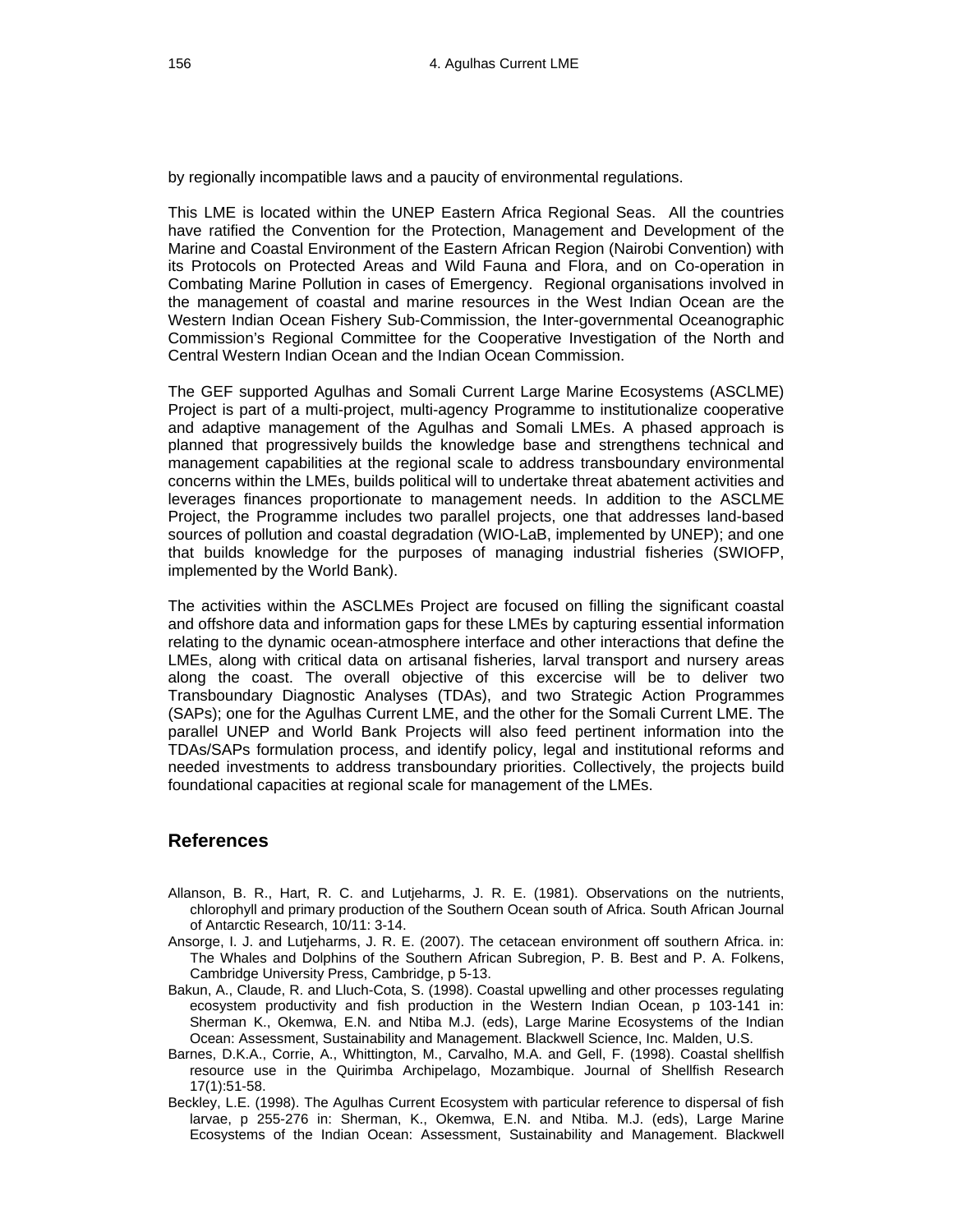by regionally incompatible laws and a paucity of environmental regulations.

This LME is located within the UNEP Eastern Africa Regional Seas. All the countries have ratified the Convention for the Protection, Management and Development of the Marine and Coastal Environment of the Eastern African Region (Nairobi Convention) with its Protocols on Protected Areas and Wild Fauna and Flora, and on Co-operation in Combating Marine Pollution in cases of Emergency. Regional organisations involved in the management of coastal and marine resources in the West Indian Ocean are the Western Indian Ocean Fishery Sub-Commission, the Inter-governmental Oceanographic Commission's Regional Committee for the Cooperative Investigation of the North and Central Western Indian Ocean and the Indian Ocean Commission.

The GEF supported Agulhas and Somali Current Large Marine Ecosystems (ASCLME) Project is part of a multi-project, multi-agency Programme to institutionalize cooperative and adaptive management of the Agulhas and Somali LMEs. A phased approach is planned that progressively builds the knowledge base and strengthens technical and management capabilities at the regional scale to address transboundary environmental concerns within the LMEs, builds political will to undertake threat abatement activities and leverages finances proportionate to management needs. In addition to the ASCLME Project, the Programme includes two parallel projects, one that addresses land-based sources of pollution and coastal degradation (WIO-LaB, implemented by UNEP); and one that builds knowledge for the purposes of managing industrial fisheries (SWIOFP, implemented by the World Bank).

The activities within the ASCLMEs Project are focused on filling the significant coastal and offshore data and information gaps for these LMEs by capturing essential information relating to the dynamic ocean-atmosphere interface and other interactions that define the LMEs, along with critical data on artisanal fisheries, larval transport and nursery areas along the coast. The overall objective of this excercise will be to deliver two Transboundary Diagnostic Analyses (TDAs), and two Strategic Action Programmes (SAPs); one for the Agulhas Current LME, and the other for the Somali Current LME. The parallel UNEP and World Bank Projects will also feed pertinent information into the TDAs/SAPs formulation process, and identify policy, legal and institutional reforms and needed investments to address transboundary priorities. Collectively, the projects build foundational capacities at regional scale for management of the LMEs.

## References

Allanson, B. R., Hart, R. C. and Lutjeharms, J. R. E. (1981). Observations on the nutrients, chlorophyll and primary production of the Southern Ocean south of Africa. South African Journal of Antarctic Research, 10/11: 3-14.

Ansorge, I. J. and Lutjeharms, J. R. E. (2007). The cetacean environment off southern Africa. in: The Whales and Dolphins of the Southern African Subregion, P. B. Best and P. A. Folkens, Cambridge University Press, Cambridge, p 5-13.

Bakun, A., Claude, R. and Lluch-Cota, S. (1998). Coastal upwelling and other processes regulating ecosystem productivity and fish production in the Western Indian Ocean, p 103-141 in: Sherman K., Okemwa, E.N. and Ntiba M.J. (eds), Large Marine Ecosystems of the Indian Ocean: Assessment, Sustainability and Management. Blackwell Science, Inc. Malden, U.S.

Barnes, D.K.A., Corrie, A., Whittington, M., Carvalho, M.A. and Gell, F. (1998). Coastal shellfish resource use in the Quirimba Archipelago, Mozambique. Journal of Shellfish Research 17(1):51-58.

Beckley, L.E. (1998). The Agulhas Current Ecosystem with particular reference to dispersal of fish larvae, p 255-276 in: Sherman, K., Okemwa, E.N. and Ntiba. M.J. (eds), Large Marine Ecosystems of the Indian Ocean: Assessment, Sustainability and Management. Blackwell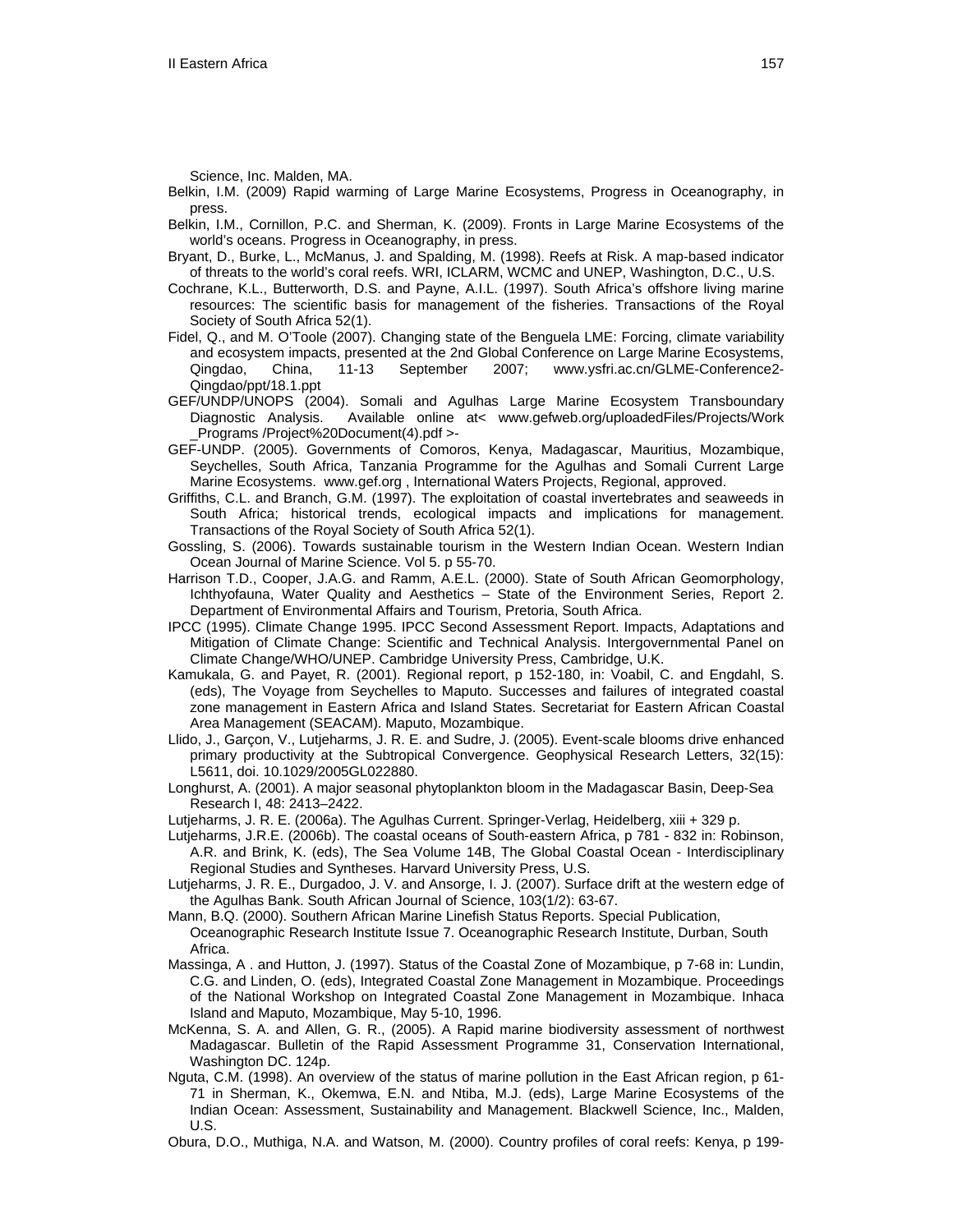Science, Inc. Malden, MA.

Belkin, I.M. (2009) Rapid warming of Large Marine Ecosystems, Progress in Oceanography, in press.

Belkin, I.M., Cornillon, P.C. and Sherman, K. (2009). Fronts in Large Marine Ecosystems of the world's oceans. Progress in Oceanography, in press.

Bryant, D., Burke, L., McManus, J. and Spalding, M. (1998). Reefs at Risk. A map-based indicator of threats to the world's coral reefs. WRI, ICLARM, WCMC and UNEP, Washington, D.C., U.S.

Cochrane, K.L., Butterworth, D.S. and Payne, A.I.L. (1997). South Africa's offshore living marine resources: The scientific basis for management of the fisheries. Transactions of the Royal Society of South Africa 52(1).

Fidel, Q., and M. O'Toole (2007). Changing state of the Benguela LME: Forcing, climate variability and ecosystem impacts, presented at the 2nd Global Conference on Large Marine Ecosystems, Qingdao, China, 11-13 September 2007; www.ysfri.ac.cn/GLME-Conference2-Qingdao/ppt/18.1.ppt

GEF/UNDP/UNOPS (2004). Somali and Agulhas Large Marine Ecosystem Transboundary Diagnostic Analysis. Available online at< www.gefweb.org/uploadedFiles/Projects/Work _Programs /Project%20Document(4).pdf >-

GEF-UNDP. (2005). Governments of Comoros, Kenya, Madagascar, Mauritius, Mozambique, Seychelles, South Africa, Tanzania Programme for the Agulhas and Somali Current Large Marine Ecosystems. www.gef.org , International Waters Projects, Regional, approved.

Griffiths, C.L. and Branch, G.M. (1997). The exploitation of coastal invertebrates and seaweeds in South Africa; historical trends, ecological impacts and implications for management. Transactions of the Royal Society of South Africa 52(1).

Gossling, S. (2006). Towards sustainable tourism in the Western Indian Ocean. Western Indian Ocean Journal of Marine Science. Vol 5. p 55-70.

Harrison T.D., Cooper, J.A.G. and Ramm, A.E.L. (2000). State of South African Geomorphology, Ichthyofauna, Water Quality and Aesthetics – State of the Environment Series, Report 2. Department of Environmental Affairs and Tourism, Pretoria, South Africa.

IPCC (1995). Climate Change 1995. IPCC Second Assessment Report. Impacts, Adaptations and Mitigation of Climate Change: Scientific and Technical Analysis. Intergovernmental Panel on Climate Change/WHO/UNEP. Cambridge University Press, Cambridge, U.K.

Kamukala, G. and Payet, R. (2001). Regional report, p 152-180, in: Voabil, C. and Engdahl, S. (eds), The Voyage from Seychelles to Maputo. Successes and failures of integrated coastal zone management in Eastern Africa and Island States. Secretariat for Eastern African Coastal Area Management (SEACAM). Maputo, Mozambique.

Llido, J., Garçon, V., Lutjeharms, J. R. E. and Sudre, J. (2005). Event-scale blooms drive enhanced primary productivity at the Subtropical Convergence. Geophysical Research Letters, 32(15): L5611, doi. 10.1029/2005GL022880.

Longhurst, A. (2001). A major seasonal phytoplankton bloom in the Madagascar Basin, Deep-Sea Research I, 48: 2413–2422.

Lutjeharms, J. R. E. (2006a). The Agulhas Current. Springer-Verlag, Heidelberg, xiii + 329 p.

Lutjeharms, J.R.E. (2006b). The coastal oceans of South-eastern Africa, p 781 - 832 in: Robinson, A.R. and Brink, K. (eds), The Sea Volume 14B, The Global Coastal Ocean - Interdisciplinary Regional Studies and Syntheses. Harvard University Press, U.S.

Lutjeharms, J. R. E., Durgadoo, J. V. and Ansorge, I. J. (2007). Surface drift at the western edge of the Agulhas Bank. South African Journal of Science, 103(1/2): 63-67.

Mann, B.Q. (2000). Southern African Marine Linefish Status Reports. Special Publication, Oceanographic Research Institute Issue 7. Oceanographic Research Institute, Durban, South Africa.

Massinga, A . and Hutton, J. (1997). Status of the Coastal Zone of Mozambique, p 7-68 in: Lundin, C.G. and Linden, O. (eds), Integrated Coastal Zone Management in Mozambique. Proceedings of the National Workshop on Integrated Coastal Zone Management in Mozambique. Inhaca Island and Maputo, Mozambique, May 5-10, 1996.

McKenna, S. A. and Allen, G. R., (2005). A Rapid marine biodiversity assessment of northwest Madagascar. Bulletin of the Rapid Assessment Programme 31, Conservation International, Washington DC. 124p.

Nguta, C.M. (1998). An overview of the status of marine pollution in the East African region, p 61-71 in Sherman, K., Okemwa, E.N. and Ntiba, M.J. (eds), Large Marine Ecosystems of the Indian Ocean: Assessment, Sustainability and Management. Blackwell Science, Inc., Malden, U.S.

Obura, D.O., Muthiga, N.A. and Watson, M. (2000). Country profiles of coral reefs: Kenya, p 199-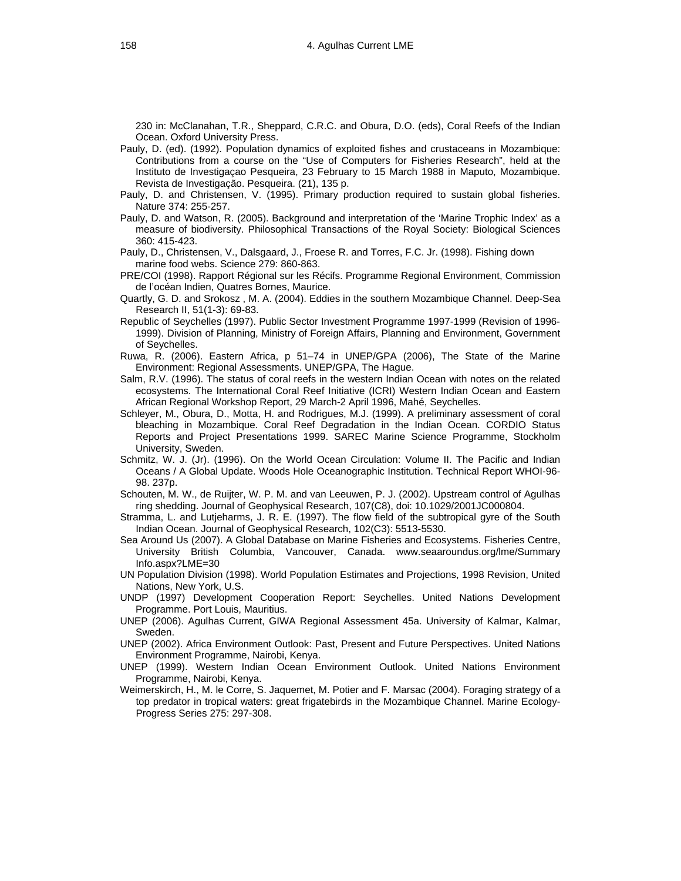230 in: McClanahan, T.R., Sheppard, C.R.C. and Obura, D.O. (eds), Coral Reefs of the Indian Ocean. Oxford University Press.

Pauly, D. (ed). (1992). Population dynamics of exploited fishes and crustaceans in Mozambique: Contributions from a course on the "Use of Computers for Fisheries Research", held at the Instituto de Investigaçao Pesqueira, 23 February to 15 March 1988 in Maputo, Mozambique. Revista de Investigação. Pesqueira. (21), 135 p.

Pauly, D. and Christensen, V. (1995). Primary production required to sustain global fisheries. Nature 374: 255-257.

Pauly, D. and Watson, R. (2005). Background and interpretation of the 'Marine Trophic Index' as a measure of biodiversity. Philosophical Transactions of the Royal Society: Biological Sciences 360: 415-423.

Pauly, D., Christensen, V., Dalsgaard, J., Froese R. and Torres, F.C. Jr. (1998). Fishing down marine food webs. Science 279: 860-863.

PRE/COI (1998). Rapport Régional sur les Récifs. Programme Regional Environment, Commission de l'océan Indien, Quatres Bornes, Maurice.

Quartly, G. D. and Srokosz , M. A. (2004). Eddies in the southern Mozambique Channel. Deep-Sea Research II, 51(1-3): 69-83.

Republic of Seychelles (1997). Public Sector Investment Programme 1997-1999 (Revision of 1996-1999). Division of Planning, Ministry of Foreign Affairs, Planning and Environment, Government of Seychelles.

Ruwa, R. (2006). Eastern Africa, p 51–74 in UNEP/GPA (2006), The State of the Marine Environment: Regional Assessments. UNEP/GPA, The Hague.

Salm, R.V. (1996). The status of coral reefs in the western Indian Ocean with notes on the related ecosystems. The International Coral Reef Initiative (ICRI) Western Indian Ocean and Eastern African Regional Workshop Report, 29 March-2 April 1996, Mahé, Seychelles.

Schleyer, M., Obura, D., Motta, H. and Rodrigues, M.J. (1999). A preliminary assessment of coral bleaching in Mozambique. Coral Reef Degradation in the Indian Ocean. CORDIO Status Reports and Project Presentations 1999. SAREC Marine Science Programme, Stockholm University, Sweden.

Schmitz, W. J. (Jr). (1996). On the World Ocean Circulation: Volume II. The Pacific and Indian Oceans / A Global Update. Woods Hole Oceanographic Institution. Technical Report WHOI-96-98. 237p.

Schouten, M. W., de Ruijter, W. P. M. and van Leeuwen, P. J. (2002). Upstream control of Agulhas ring shedding. Journal of Geophysical Research, 107(C8), doi: 10.1029/2001JC000804.

Stramma, L. and Lutjeharms, J. R. E. (1997). The flow field of the subtropical gyre of the South Indian Ocean. Journal of Geophysical Research, 102(C3): 5513-5530.

Sea Around Us (2007). A Global Database on Marine Fisheries and Ecosystems. Fisheries Centre, University British Columbia, Vancouver, Canada. www.seaaroundus.org/lme/SummaryInfo.aspx?LME=30

UN Population Division (1998). World Population Estimates and Projections, 1998 Revision, United Nations, New York, U.S.

UNDP (1997) Development Cooperation Report: Seychelles. United Nations Development Programme. Port Louis, Mauritius.

UNEP (2006). Agulhas Current, GIWA Regional Assessment 45a. University of Kalmar, Kalmar, Sweden.

UNEP (2002). Africa Environment Outlook: Past, Present and Future Perspectives. United Nations Environment Programme, Nairobi, Kenya.

UNEP (1999). Western Indian Ocean Environment Outlook. United Nations Environment Programme, Nairobi, Kenya.

Weimerskirch, H., M. le Corre, S. Jaquemet, M. Potier and F. Marsac (2004). Foraging strategy of a top predator in tropical waters: great frigatebirds in the Mozambique Channel. Marine Ecology-Progress Series 275: 297-308.